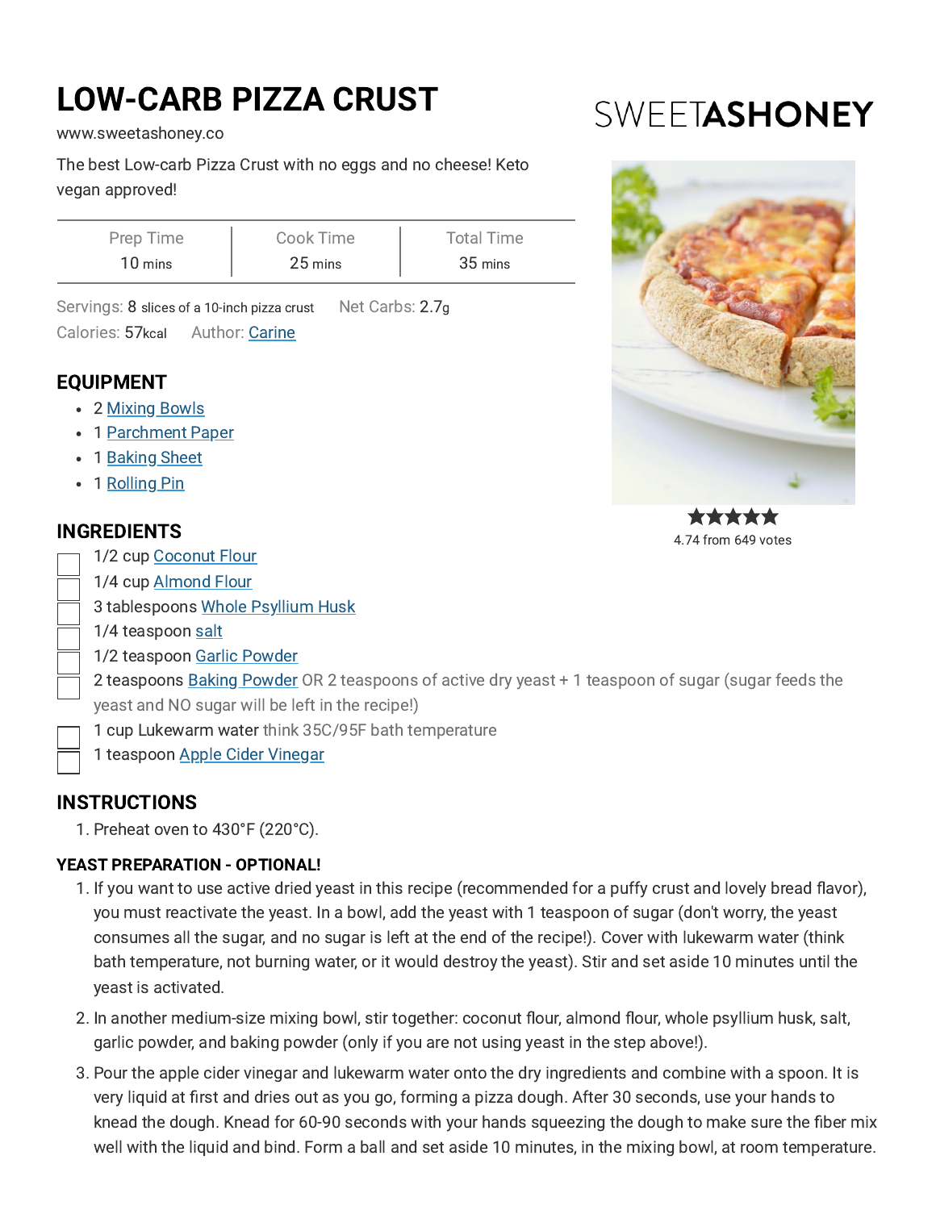# LOW-CARB PIZZA CRUST

www.sweetashoney.co

SWEETASHONEY

The best Low-carb Pizza Crust with no eggs and no cheese! Keto vegan approved!

| Prep Time | Cook Time | Total Time |
| --- | --- | --- |
| 10 mins | 25 mins | 35 mins |

Servings: 8 slices of a 10-inch pizza crust Net Carbs: 2.7g
Calories: 57kcal Author: Carine

4.74 from 649 votes

## EQUIPMENT

- 2 Mixing Bowls
- 1 Parchment Paper
- 1 Baking Sheet
- 1 Rolling Pin

## INGREDIENTS

- 1/2 cup Coconut Flour
- 1/4 cup Almond Flour
- 3 tablespoons Whole Psyllium Husk
- 1/4 teaspoon salt
- 1/2 teaspoon Garlic Powder
- 2 teaspoons Baking Powder OR 2 teaspoons of active dry yeast + 1 teaspoon of sugar (sugar feeds the yeast and NO sugar will be left in the recipe!)
- 1 cup Lukewarm water think 35C/95F bath temperature
- 1 teaspoon Apple Cider Vinegar

## INSTRUCTIONS

1. Preheat oven to 430°F (220°C).

### YEAST PREPARATION - OPTIONAL!

1. If you want to use active dried yeast in this recipe (recommended for a puffy crust and lovely bread flavor), you must reactivate the yeast. In a bowl, add the yeast with 1 teaspoon of sugar (don't worry, the yeast consumes all the sugar, and no sugar is left at the end of the recipe!). Cover with lukewarm water (think bath temperature, not burning water, or it would destroy the yeast). Stir and set aside 10 minutes until the yeast is activated.
2. In another medium-size mixing bowl, stir together: coconut flour, almond flour, whole psyllium husk, salt, garlic powder, and baking powder (only if you are not using yeast in the step above!).
3. Pour the apple cider vinegar and lukewarm water onto the dry ingredients and combine with a spoon. It is very liquid at first and dries out as you go, forming a pizza dough. After 30 seconds, use your hands to knead the dough. Knead for 60-90 seconds with your hands squeezing the dough to make sure the fiber mix well with the liquid and bind. Form a ball and set aside 10 minutes, in the mixing bowl, at room temperature.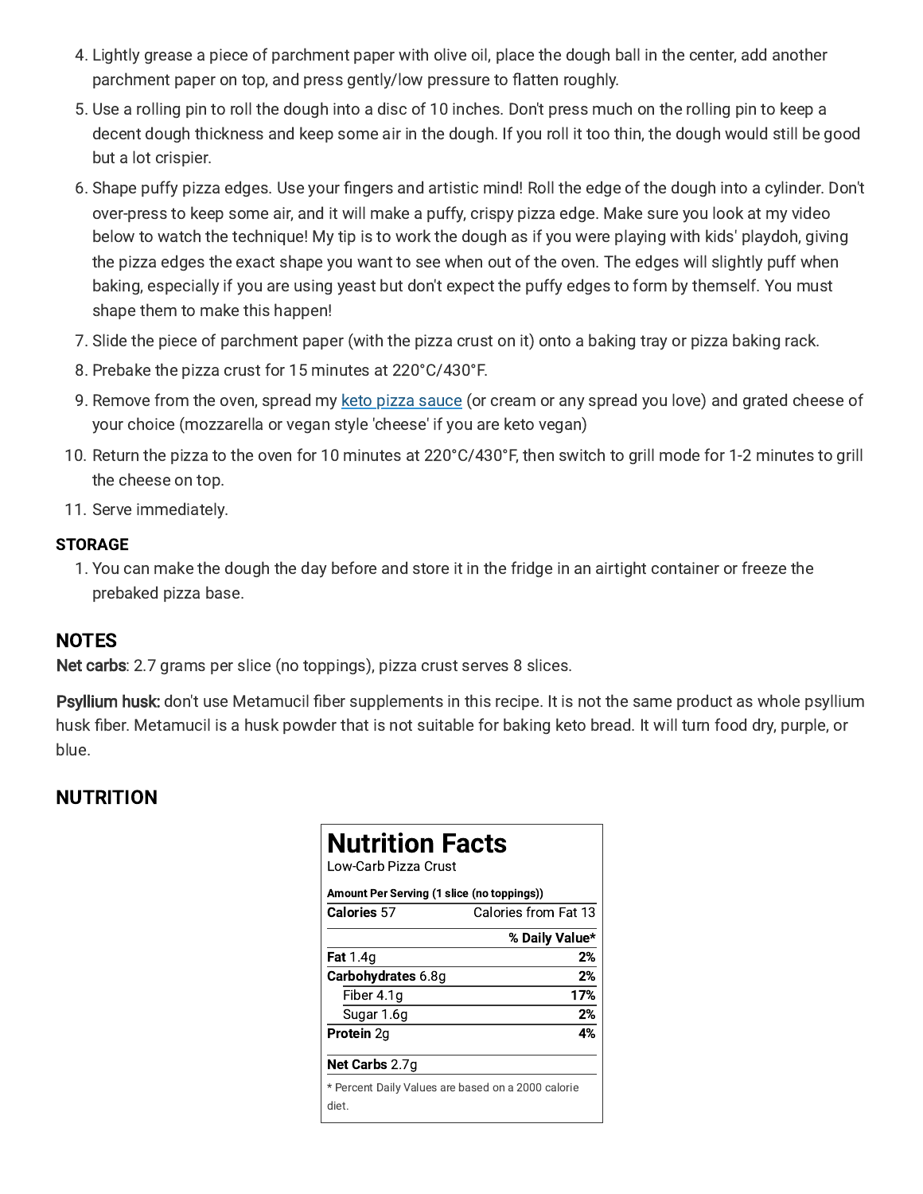4. Lightly grease a piece of parchment paper with olive oil, place the dough ball in the center, add another parchment paper on top, and press gently/low pressure to flatten roughly.
5. Use a rolling pin to roll the dough into a disc of 10 inches. Don't press much on the rolling pin to keep a decent dough thickness and keep some air in the dough. If you roll it too thin, the dough would still be good but a lot crispier.
6. Shape puffy pizza edges. Use your fingers and artistic mind! Roll the edge of the dough into a cylinder. Don't over-press to keep some air, and it will make a puffy, crispy pizza edge. Make sure you look at my video below to watch the technique! My tip is to work the dough as if you were playing with kids' playdoh, giving the pizza edges the exact shape you want to see when out of the oven. The edges will slightly puff when baking, especially if you are using yeast but don't expect the puffy edges to form by themself. You must shape them to make this happen!
7. Slide the piece of parchment paper (with the pizza crust on it) onto a baking tray or pizza baking rack.
8. Prebake the pizza crust for 15 minutes at 220°C/430°F.
9. Remove from the oven, spread my keto pizza sauce (or cream or any spread you love) and grated cheese of your choice (mozzarella or vegan style 'cheese' if you are keto vegan)
10. Return the pizza to the oven for 10 minutes at 220°C/430°F, then switch to grill mode for 1-2 minutes to grill the cheese on top.
11. Serve immediately.

**STORAGE**

1. You can make the dough the day before and store it in the fridge in an airtight container or freeze the prebaked pizza base.

## NOTES

**Net carbs**: 2.7 grams per slice (no toppings), pizza crust serves 8 slices.

**Psyllium husk:** don't use Metamucil fiber supplements in this recipe. It is not the same product as whole psyllium husk fiber. Metamucil is a husk powder that is not suitable for baking keto bread. It will turn food dry, purple, or blue.

## NUTRITION

**Nutrition Facts**

Low-Carb Pizza Crust

| Amount Per Serving (1 slice (no toppings)) | |
|---|---|
| **Calories** 57 | Calories from Fat 13 |
| | **% Daily Value*** |
| **Fat** 1.4g | **2%** |
| **Carbohydrates** 6.8g | **2%** |
| Fiber 4.1g | **17%** |
| Sugar 1.6g | **2%** |
| **Protein** 2g | **4%** |
| **Net Carbs** 2.7g | |

* Percent Daily Values are based on a 2000 calorie diet.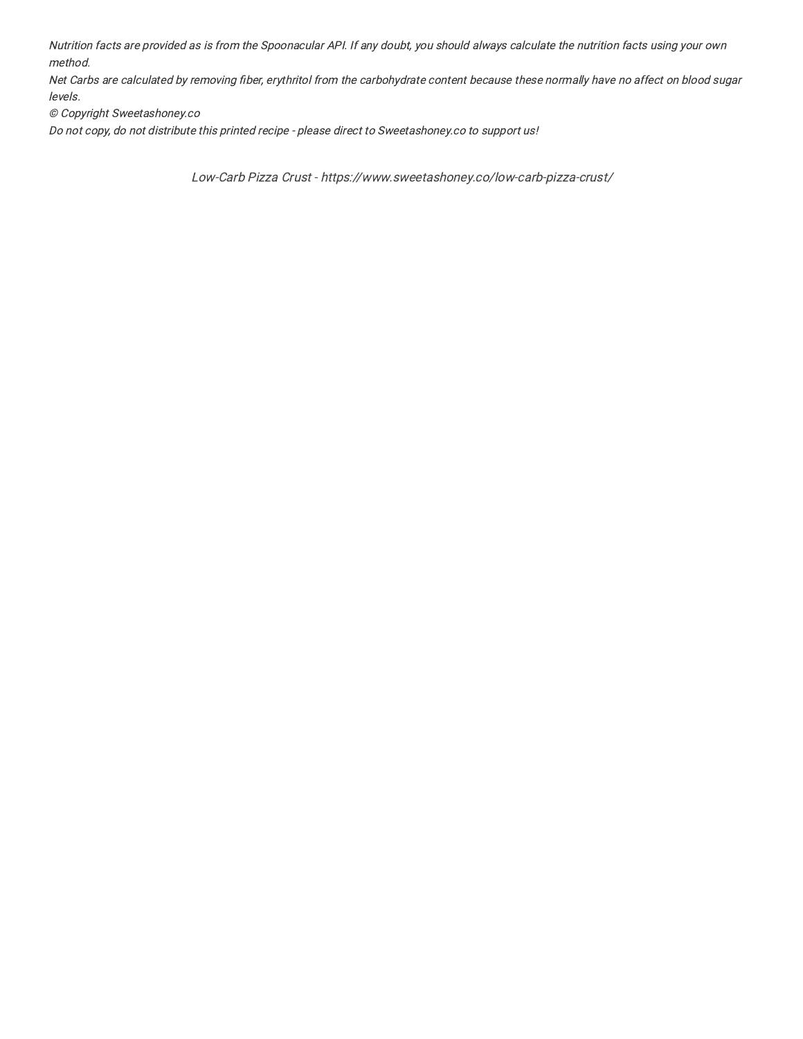*Nutrition facts are provided as is from the Spoonacular API. If any doubt, you should always calculate the nutrition facts using your own method.*
*Net Carbs are calculated by removing fiber, erythritol from the carbohydrate content because these normally have no affect on blood sugar levels.*
*© Copyright Sweetashoney.co*
*Do not copy, do not distribute this printed recipe - please direct to Sweetashoney.co to support us!*

*Low-Carb Pizza Crust - https://www.sweetashoney.co/low-carb-pizza-crust/*